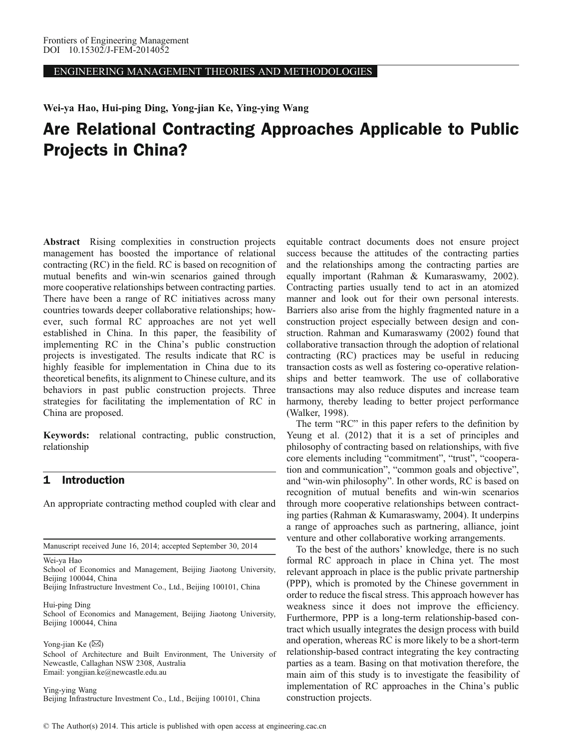ENGINEERING MANAGEMENT THEORIES AND METHODOLOGIES

**Wei-ya Hao, Hui-ping Ding, Yong-jian Ke, Ying-ying Wang**

# Are Relational Contracting Approaches Applicable to Public Projects in China?

**Abstract** Rising complexities in construction projects management has boosted the importance of relational contracting (RC) in the field. RC is based on recognition of mutual benefits and win-win scenarios gained through more cooperative relationships between contracting parties. There have been a range of RC initiatives across many countries towards deeper collaborative relationships; however, such formal RC approaches are not yet well established in China. In this paper, the feasibility of implementing RC in the China's public construction projects is investigated. The results indicate that RC is highly feasible for implementation in China due to its theoretical benefits, its alignment to Chinese culture, and its behaviors in past public construction projects. Three strategies for facilitating the implementation of RC in China are proposed.

**Keywords:** relational contracting, public construction, relationship

## 1 Introduction

An appropriate contracting method coupled with clear and equitable contract documents does not ensure project success because the attitudes of the contracting parties and the relationships among the contracting parties are equally important (Rahman & Kumaraswamy, 2002). Contracting parties usually tend to act in an atomized manner and look out for their own personal interests. Barriers also arise from the highly fragmented nature in a construction project especially between design and construction. Rahman and Kumaraswamy (2002) found that collaborative transaction through the adoption of relational contracting (RC) practices may be useful in reducing transaction costs as well as fostering co-operative relationships and better teamwork. The use of collaborative transactions may also reduce disputes and increase team harmony, thereby leading to better project performance (Walker, 1998).

The term "RC" in this paper refers to the definition by Yeung et al. (2012) that it is a set of principles and philosophy of contracting based on relationships, with five core elements including "commitment", "trust", "cooperation and communication", "common goals and objective", and "win-win philosophy". In other words, RC is based on recognition of mutual benefits and win-win scenarios through more cooperative relationships between contracting parties (Rahman & Kumaraswamy, 2004). It underpins a range of approaches such as partnering, alliance, joint venture and other collaborative working arrangements.

To the best of the authors' knowledge, there is no such formal RC approach in place in China yet. The most relevant approach in place is the public private partnership (PPP), which is promoted by the Chinese government in order to reduce the fiscal stress. This approach however has weakness since it does not improve the efficiency. Furthermore, PPP is a long-term relationship-based contract which usually integrates the design process with build and operation, whereas RC is more likely to be a short-term relationship-based contract integrating the key contracting parties as a team. Basing on that motivation therefore, the main aim of this study is to investigate the feasibility of implementation of RC approaches in the China's public construction projects.

---

Manuscript received June 16, 2014; accepted September 30, 2014

Wei-ya Hao
School of Economics and Management, Beijing Jiaotong University, Beijing 100044, China
Beijing Infrastructure Investment Co., Ltd., Beijing 100101, China

Hui-ping Ding
School of Economics and Management, Beijing Jiaotong University, Beijing 100044, China

Yong-jian Ke (✉)
School of Architecture and Built Environment, The University of Newcastle, Callaghan NSW 2308, Australia
Email: yongjian.ke@newcastle.edu.au

Ying-ying Wang
Beijing Infrastructure Investment Co., Ltd., Beijing 100101, China

© The Author(s) 2014. This article is published with open access at engineering.cae.cn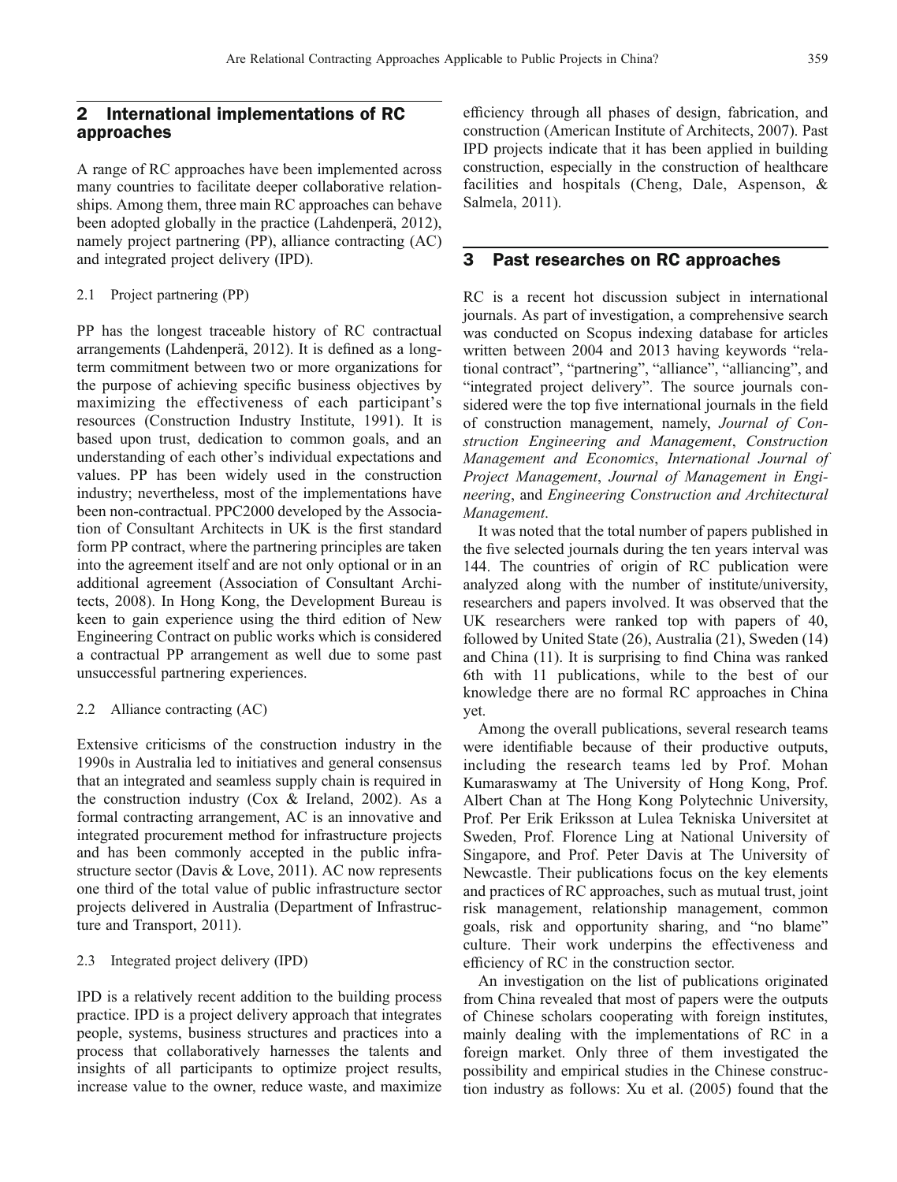## 2 International implementations of RC approaches

A range of RC approaches have been implemented across many countries to facilitate deeper collaborative relationships. Among them, three main RC approaches can behave been adopted globally in the practice (Lahdenperä, 2012), namely project partnering (PP), alliance contracting (AC) and integrated project delivery (IPD).

### 2.1 Project partnering (PP)

PP has the longest traceable history of RC contractual arrangements (Lahdenperä, 2012). It is defined as a long-term commitment between two or more organizations for the purpose of achieving specific business objectives by maximizing the effectiveness of each participant's resources (Construction Industry Institute, 1991). It is based upon trust, dedication to common goals, and an understanding of each other's individual expectations and values. PP has been widely used in the construction industry; nevertheless, most of the implementations have been non-contractual. PPC2000 developed by the Association of Consultant Architects in UK is the first standard form PP contract, where the partnering principles are taken into the agreement itself and are not only optional or in an additional agreement (Association of Consultant Architects, 2008). In Hong Kong, the Development Bureau is keen to gain experience using the third edition of New Engineering Contract on public works which is considered a contractual PP arrangement as well due to some past unsuccessful partnering experiences.

### 2.2 Alliance contracting (AC)

Extensive criticisms of the construction industry in the 1990s in Australia led to initiatives and general consensus that an integrated and seamless supply chain is required in the construction industry (Cox & Ireland, 2002). As a formal contracting arrangement, AC is an innovative and integrated procurement method for infrastructure projects and has been commonly accepted in the public infrastructure sector (Davis & Love, 2011). AC now represents one third of the total value of public infrastructure sector projects delivered in Australia (Department of Infrastructure and Transport, 2011).

### 2.3 Integrated project delivery (IPD)

IPD is a relatively recent addition to the building process practice. IPD is a project delivery approach that integrates people, systems, business structures and practices into a process that collaboratively harnesses the talents and insights of all participants to optimize project results, increase value to the owner, reduce waste, and maximize efficiency through all phases of design, fabrication, and construction (American Institute of Architects, 2007). Past IPD projects indicate that it has been applied in building construction, especially in the construction of healthcare facilities and hospitals (Cheng, Dale, Aspenson, & Salmela, 2011).

## 3 Past researches on RC approaches

RC is a recent hot discussion subject in international journals. As part of investigation, a comprehensive search was conducted on Scopus indexing database for articles written between 2004 and 2013 having keywords "relational contract", "partnering", "alliance", "alliancing", and "integrated project delivery". The source journals considered were the top five international journals in the field of construction management, namely, *Journal of Construction Engineering and Management*, *Construction Management and Economics*, *International Journal of Project Management*, *Journal of Management in Engineering*, and *Engineering Construction and Architectural Management*.

It was noted that the total number of papers published in the five selected journals during the ten years interval was 144. The countries of origin of RC publication were analyzed along with the number of institute/university, researchers and papers involved. It was observed that the UK researchers were ranked top with papers of 40, followed by United State (26), Australia (21), Sweden (14) and China (11). It is surprising to find China was ranked 6th with 11 publications, while to the best of our knowledge there are no formal RC approaches in China yet.

Among the overall publications, several research teams were identifiable because of their productive outputs, including the research teams led by Prof. Mohan Kumaraswamy at The University of Hong Kong, Prof. Albert Chan at The Hong Kong Polytechnic University, Prof. Per Erik Eriksson at Lulea Tekniska Universitet at Sweden, Prof. Florence Ling at National University of Singapore, and Prof. Peter Davis at The University of Newcastle. Their publications focus on the key elements and practices of RC approaches, such as mutual trust, joint risk management, relationship management, common goals, risk and opportunity sharing, and "no blame" culture. Their work underpins the effectiveness and efficiency of RC in the construction sector.

An investigation on the list of publications originated from China revealed that most of papers were the outputs of Chinese scholars cooperating with foreign institutes, mainly dealing with the implementations of RC in a foreign market. Only three of them investigated the possibility and empirical studies in the Chinese construction industry as follows: Xu et al. (2005) found that the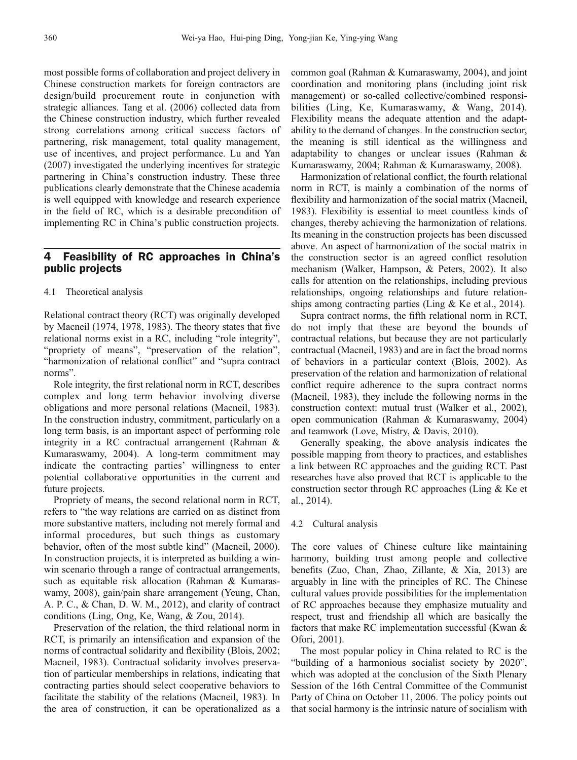most possible forms of collaboration and project delivery in Chinese construction markets for foreign contractors are design/build procurement route in conjunction with strategic alliances. Tang et al. (2006) collected data from the Chinese construction industry, which further revealed strong correlations among critical success factors of partnering, risk management, total quality management, use of incentives, and project performance. Lu and Yan (2007) investigated the underlying incentives for strategic partnering in China's construction industry. These three publications clearly demonstrate that the Chinese academia is well equipped with knowledge and research experience in the field of RC, which is a desirable precondition of implementing RC in China's public construction projects.

## 4 Feasibility of RC approaches in China's public projects

### 4.1 Theoretical analysis

Relational contract theory (RCT) was originally developed by Macneil (1974, 1978, 1983). The theory states that five relational norms exist in a RC, including "role integrity", "propriety of means", "preservation of the relation", "harmonization of relational conflict" and "supra contract norms".

Role integrity, the first relational norm in RCT, describes complex and long term behavior involving diverse obligations and more personal relations (Macneil, 1983). In the construction industry, commitment, particularly on a long term basis, is an important aspect of performing role integrity in a RC contractual arrangement (Rahman & Kumaraswamy, 2004). A long-term commitment may indicate the contracting parties' willingness to enter potential collaborative opportunities in the current and future projects.

Propriety of means, the second relational norm in RCT, refers to "the way relations are carried on as distinct from more substantive matters, including not merely formal and informal procedures, but such things as customary behavior, often of the most subtle kind" (Macneil, 2000). In construction projects, it is interpreted as building a win-win scenario through a range of contractual arrangements, such as equitable risk allocation (Rahman & Kumaraswamy, 2008), gain/pain share arrangement (Yeung, Chan, A. P. C., & Chan, D. W. M., 2012), and clarity of contract conditions (Ling, Ong, Ke, Wang, & Zou, 2014).

Preservation of the relation, the third relational norm in RCT, is primarily an intensification and expansion of the norms of contractual solidarity and flexibility (Blois, 2002; Macneil, 1983). Contractual solidarity involves preservation of particular memberships in relations, indicating that contracting parties should select cooperative behaviors to facilitate the stability of the relations (Macneil, 1983). In the area of construction, it can be operationalized as a common goal (Rahman & Kumaraswamy, 2004), and joint coordination and monitoring plans (including joint risk management) or so-called collective/combined responsibilities (Ling, Ke, Kumaraswamy, & Wang, 2014). Flexibility means the adequate attention and the adaptability to the demand of changes. In the construction sector, the meaning is still identical as the willingness and adaptability to changes or unclear issues (Rahman & Kumaraswamy, 2004; Rahman & Kumaraswamy, 2008).

Harmonization of relational conflict, the fourth relational norm in RCT, is mainly a combination of the norms of flexibility and harmonization of the social matrix (Macneil, 1983). Flexibility is essential to meet countless kinds of changes, thereby achieving the harmonization of relations. Its meaning in the construction projects has been discussed above. An aspect of harmonization of the social matrix in the construction sector is an agreed conflict resolution mechanism (Walker, Hampson, & Peters, 2002). It also calls for attention on the relationships, including previous relationships, ongoing relationships and future relationships among contracting parties (Ling & Ke et al., 2014).

Supra contract norms, the fifth relational norm in RCT, do not imply that these are beyond the bounds of contractual relations, but because they are not particularly contractual (Macneil, 1983) and are in fact the broad norms of behaviors in a particular context (Blois, 2002). As preservation of the relation and harmonization of relational conflict require adherence to the supra contract norms (Macneil, 1983), they include the following norms in the construction context: mutual trust (Walker et al., 2002), open communication (Rahman & Kumaraswamy, 2004) and teamwork (Love, Mistry, & Davis, 2010).

Generally speaking, the above analysis indicates the possible mapping from theory to practices, and establishes a link between RC approaches and the guiding RCT. Past researches have also proved that RCT is applicable to the construction sector through RC approaches (Ling & Ke et al., 2014).

### 4.2 Cultural analysis

The core values of Chinese culture like maintaining harmony, building trust among people and collective benefits (Zuo, Chan, Zhao, Zillante, & Xia, 2013) are arguably in line with the principles of RC. The Chinese cultural values provide possibilities for the implementation of RC approaches because they emphasize mutuality and respect, trust and friendship all which are basically the factors that make RC implementation successful (Kwan & Ofori, 2001).

The most popular policy in China related to RC is the "building of a harmonious socialist society by 2020", which was adopted at the conclusion of the Sixth Plenary Session of the 16th Central Committee of the Communist Party of China on October 11, 2006. The policy points out that social harmony is the intrinsic nature of socialism with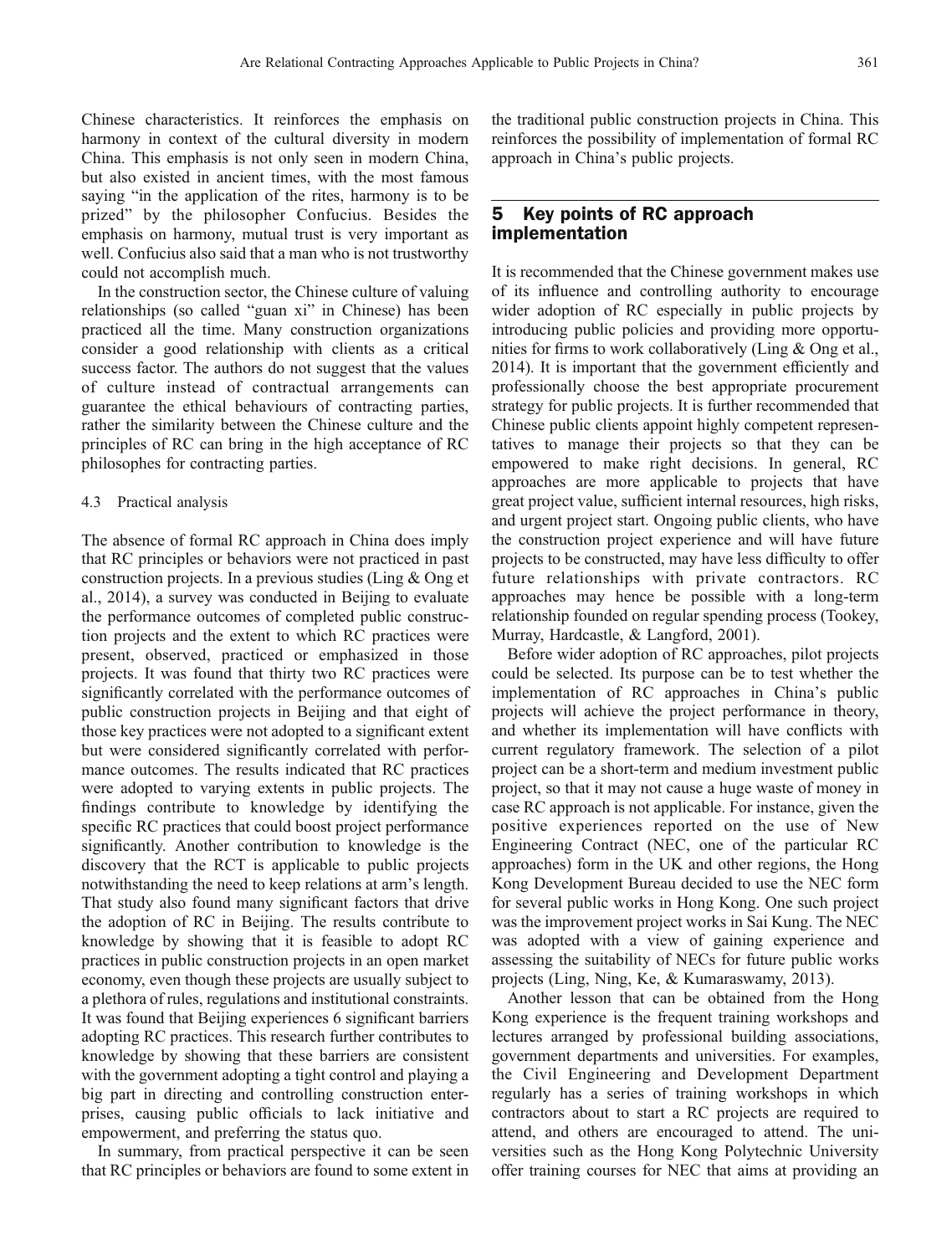Chinese characteristics. It reinforces the emphasis on harmony in context of the cultural diversity in modern China. This emphasis is not only seen in modern China, but also existed in ancient times, with the most famous saying "in the application of the rites, harmony is to be prized" by the philosopher Confucius. Besides the emphasis on harmony, mutual trust is very important as well. Confucius also said that a man who is not trustworthy could not accomplish much.

In the construction sector, the Chinese culture of valuing relationships (so called "guan xi" in Chinese) has been practiced all the time. Many construction organizations consider a good relationship with clients as a critical success factor. The authors do not suggest that the values of culture instead of contractual arrangements can guarantee the ethical behaviours of contracting parties, rather the similarity between the Chinese culture and the principles of RC can bring in the high acceptance of RC philosophes for contracting parties.

### 4.3 Practical analysis

The absence of formal RC approach in China does imply that RC principles or behaviors were not practiced in past construction projects. In a previous studies (Ling & Ong et al., 2014), a survey was conducted in Beijing to evaluate the performance outcomes of completed public construction projects and the extent to which RC practices were present, observed, practiced or emphasized in those projects. It was found that thirty two RC practices were significantly correlated with the performance outcomes of public construction projects in Beijing and that eight of those key practices were not adopted to a significant extent but were considered significantly correlated with performance outcomes. The results indicated that RC practices were adopted to varying extents in public projects. The findings contribute to knowledge by identifying the specific RC practices that could boost project performance significantly. Another contribution to knowledge is the discovery that the RCT is applicable to public projects notwithstanding the need to keep relations at arm's length. That study also found many significant factors that drive the adoption of RC in Beijing. The results contribute to knowledge by showing that it is feasible to adopt RC practices in public construction projects in an open market economy, even though these projects are usually subject to a plethora of rules, regulations and institutional constraints. It was found that Beijing experiences 6 significant barriers adopting RC practices. This research further contributes to knowledge by showing that these barriers are consistent with the government adopting a tight control and playing a big part in directing and controlling construction enterprises, causing public officials to lack initiative and empowerment, and preferring the status quo.

In summary, from practical perspective it can be seen that RC principles or behaviors are found to some extent in the traditional public construction projects in China. This reinforces the possibility of implementation of formal RC approach in China's public projects.

## 5 Key points of RC approach implementation

It is recommended that the Chinese government makes use of its influence and controlling authority to encourage wider adoption of RC especially in public projects by introducing public policies and providing more opportunities for firms to work collaboratively (Ling & Ong et al., 2014). It is important that the government efficiently and professionally choose the best appropriate procurement strategy for public projects. It is further recommended that Chinese public clients appoint highly competent representatives to manage their projects so that they can be empowered to make right decisions. In general, RC approaches are more applicable to projects that have great project value, sufficient internal resources, high risks, and urgent project start. Ongoing public clients, who have the construction project experience and will have future projects to be constructed, may have less difficulty to offer future relationships with private contractors. RC approaches may hence be possible with a long-term relationship founded on regular spending process (Tookey, Murray, Hardcastle, & Langford, 2001).

Before wider adoption of RC approaches, pilot projects could be selected. Its purpose can be to test whether the implementation of RC approaches in China's public projects will achieve the project performance in theory, and whether its implementation will have conflicts with current regulatory framework. The selection of a pilot project can be a short-term and medium investment public project, so that it may not cause a huge waste of money in case RC approach is not applicable. For instance, given the positive experiences reported on the use of New Engineering Contract (NEC, one of the particular RC approaches) form in the UK and other regions, the Hong Kong Development Bureau decided to use the NEC form for several public works in Hong Kong. One such project was the improvement project works in Sai Kung. The NEC was adopted with a view of gaining experience and assessing the suitability of NECs for future public works projects (Ling, Ning, Ke, & Kumaraswamy, 2013).

Another lesson that can be obtained from the Hong Kong experience is the frequent training workshops and lectures arranged by professional building associations, government departments and universities. For examples, the Civil Engineering and Development Department regularly has a series of training workshops in which contractors about to start a RC projects are required to attend, and others are encouraged to attend. The universities such as the Hong Kong Polytechnic University offer training courses for NEC that aims at providing an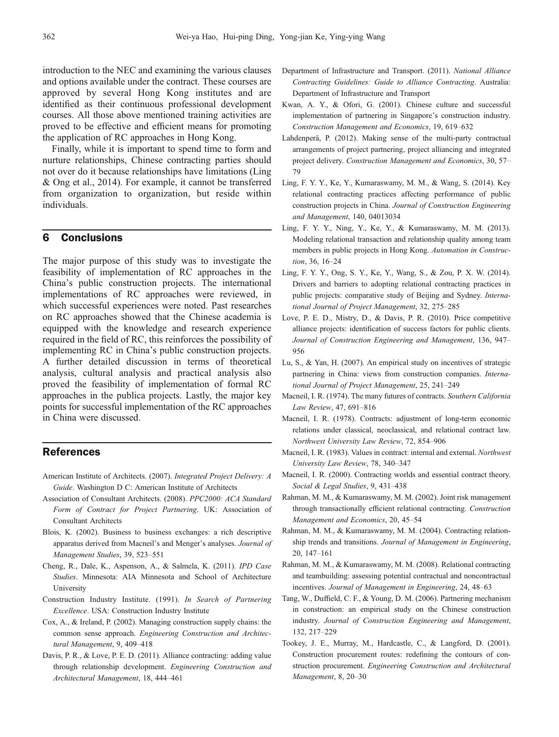introduction to the NEC and examining the various clauses and options available under the contract. These courses are approved by several Hong Kong institutes and are identified as their continuous professional development courses. All those above mentioned training activities are proved to be effective and efficient means for promoting the application of RC approaches in Hong Kong.

Finally, while it is important to spend time to form and nurture relationships, Chinese contracting parties should not over do it because relationships have limitations (Ling & Ong et al., 2014). For example, it cannot be transferred from organization to organization, but reside within individuals.

## 6 Conclusions

The major purpose of this study was to investigate the feasibility of implementation of RC approaches in the China's public construction projects. The international implementations of RC approaches were reviewed, in which successful experiences were noted. Past researches on RC approaches showed that the Chinese academia is equipped with the knowledge and research experience required in the field of RC, this reinforces the possibility of implementing RC in China's public construction projects. A further detailed discussion in terms of theoretical analysis, cultural analysis and practical analysis also proved the feasibility of implementation of formal RC approaches in the publica projects. Lastly, the major key points for successful implementation of the RC approaches in China were discussed.

## References

American Institute of Architects. (2007). *Integrated Project Delivery: A Guide*. Washington D C: American Institute of Architects

Association of Consultant Architects. (2008). *PPC2000: ACA Standard Form of Contract for Project Partnering*. UK: Association of Consultant Architects

Blois, K. (2002). Business to business exchanges: a rich descriptive apparatus derived from Macneil's and Menger's analyses. *Journal of Management Studies*, 39, 523–551

Cheng, R., Dale, K., Aspenson, A., & Salmela, K. (2011). *IPD Case Studies*. Minnesota: AIA Minnesota and School of Architecture University

Construction Industry Institute. (1991). *In Search of Partnering Excellence*. USA: Construction Industry Institute

Cox, A., & Ireland, P. (2002). Managing construction supply chains: the common sense approach. *Engineering Construction and Architectural Management*, 9, 409–418

Davis, P. R., & Love, P. E. D. (2011). Alliance contracting: adding value through relationship development. *Engineering Construction and Architectural Management*, 18, 444–461

Department of Infrastructure and Transport. (2011). *National Alliance Contracting Guidelines: Guide to Alliance Contracting*. Australia: Department of Infrastructure and Transport

Kwan, A. Y., & Ofori, G. (2001). Chinese culture and successful implementation of partnering in Singapore's construction industry. *Construction Management and Economics*, 19, 619–632

Lahdenperä, P. (2012). Making sense of the multi-party contractual arrangements of project partnering, project alliancing and integrated project delivery. *Construction Management and Economics*, 30, 57–79

Ling, F. Y. Y., Ke, Y., Kumaraswamy, M. M., & Wang, S. (2014). Key relational contracting practices affecting performance of public construction projects in China. *Journal of Construction Engineering and Management*, 140, 04013034

Ling, F. Y. Y., Ning, Y., Ke, Y., & Kumaraswamy, M. M. (2013). Modeling relational transaction and relationship quality among team members in public projects in Hong Kong. *Automation in Construction*, 36, 16–24

Ling, F. Y. Y., Ong, S. Y., Ke, Y., Wang, S., & Zou, P. X. W. (2014). Drivers and barriers to adopting relational contracting practices in public projects: comparative study of Beijing and Sydney. *International Journal of Project Management*, 32, 275–285

Love, P. E. D., Mistry, D., & Davis, P. R. (2010). Price competitive alliance projects: identification of success factors for public clients. *Journal of Construction Engineering and Management*, 136, 947–956

Lu, S., & Yan, H. (2007). An empirical study on incentives of strategic partnering in China: views from construction companies. *International Journal of Project Management*, 25, 241–249

Macneil, I. R. (1974). The many futures of contracts. *Southern California Law Review*, 47, 691–816

Macneil, I. R. (1978). Contracts: adjustment of long-term economic relations under classical, neoclassical, and relational contract law. *Northwest University Law Review*, 72, 854–906

Macneil, I. R. (1983). Values in contract: internal and external. *Northwest University Law Review*, 78, 340–347

Macneil, I. R. (2000). Contracting worlds and essential contract theory. *Social & Legal Studies*, 9, 431–438

Rahman, M. M., & Kumaraswamy, M. M. (2002). Joint risk management through transactionally efficient relational contracting. *Construction Management and Economics*, 20, 45–54

Rahman, M. M., & Kumaraswamy, M. M. (2004). Contracting relationship trends and transitions. *Journal of Management in Engineering*, 20, 147–161

Rahman, M. M., & Kumaraswamy, M. M. (2008). Relational contracting and teambuilding: assessing potential contractual and noncontractual incentives. *Journal of Management in Engineering*, 24, 48–63

Tang, W., Duffield, C. F., & Young, D. M. (2006). Partnering mechanism in construction: an empirical study on the Chinese construction industry. *Journal of Construction Engineering and Management*, 132, 217–229

Tookey, J. E., Murray, M., Hardcastle, C., & Langford, D. (2001). Construction procurement routes: redefining the contours of construction procurement. *Engineering Construction and Architectural Management*, 8, 20–30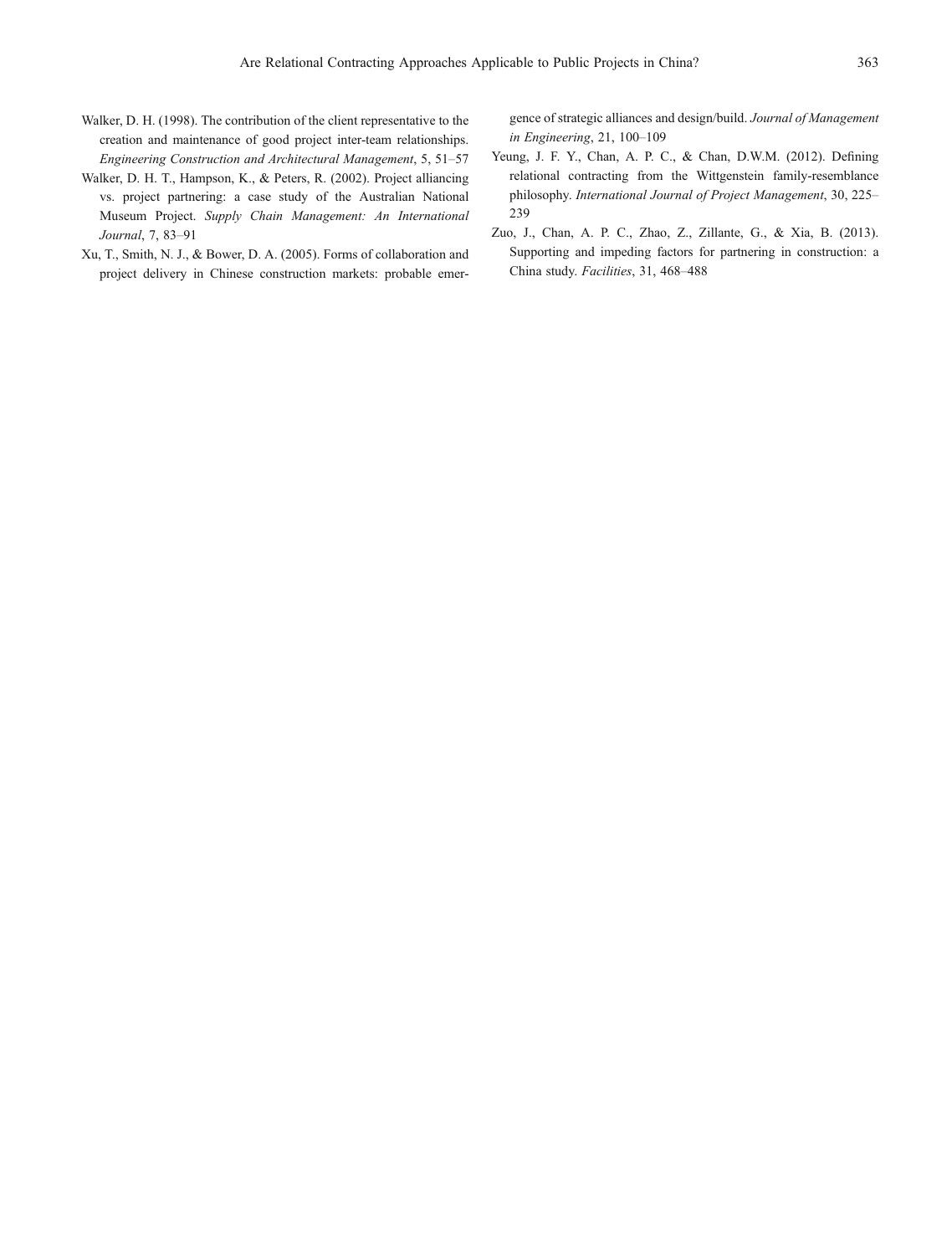Walker, D. H. (1998). The contribution of the client representative to the creation and maintenance of good project inter-team relationships. *Engineering Construction and Architectural Management*, 5, 51–57

Walker, D. H. T., Hampson, K., & Peters, R. (2002). Project alliancing vs. project partnering: a case study of the Australian National Museum Project. *Supply Chain Management: An International Journal*, 7, 83–91

Xu, T., Smith, N. J., & Bower, D. A. (2005). Forms of collaboration and project delivery in Chinese construction markets: probable emergence of strategic alliances and design/build. *Journal of Management in Engineering*, 21, 100–109

Yeung, J. F. Y., Chan, A. P. C., & Chan, D.W.M. (2012). Defining relational contracting from the Wittgenstein family-resemblance philosophy. *International Journal of Project Management*, 30, 225–239

Zuo, J., Chan, A. P. C., Zhao, Z., Zillante, G., & Xia, B. (2013). Supporting and impeding factors for partnering in construction: a China study. *Facilities*, 31, 468–488